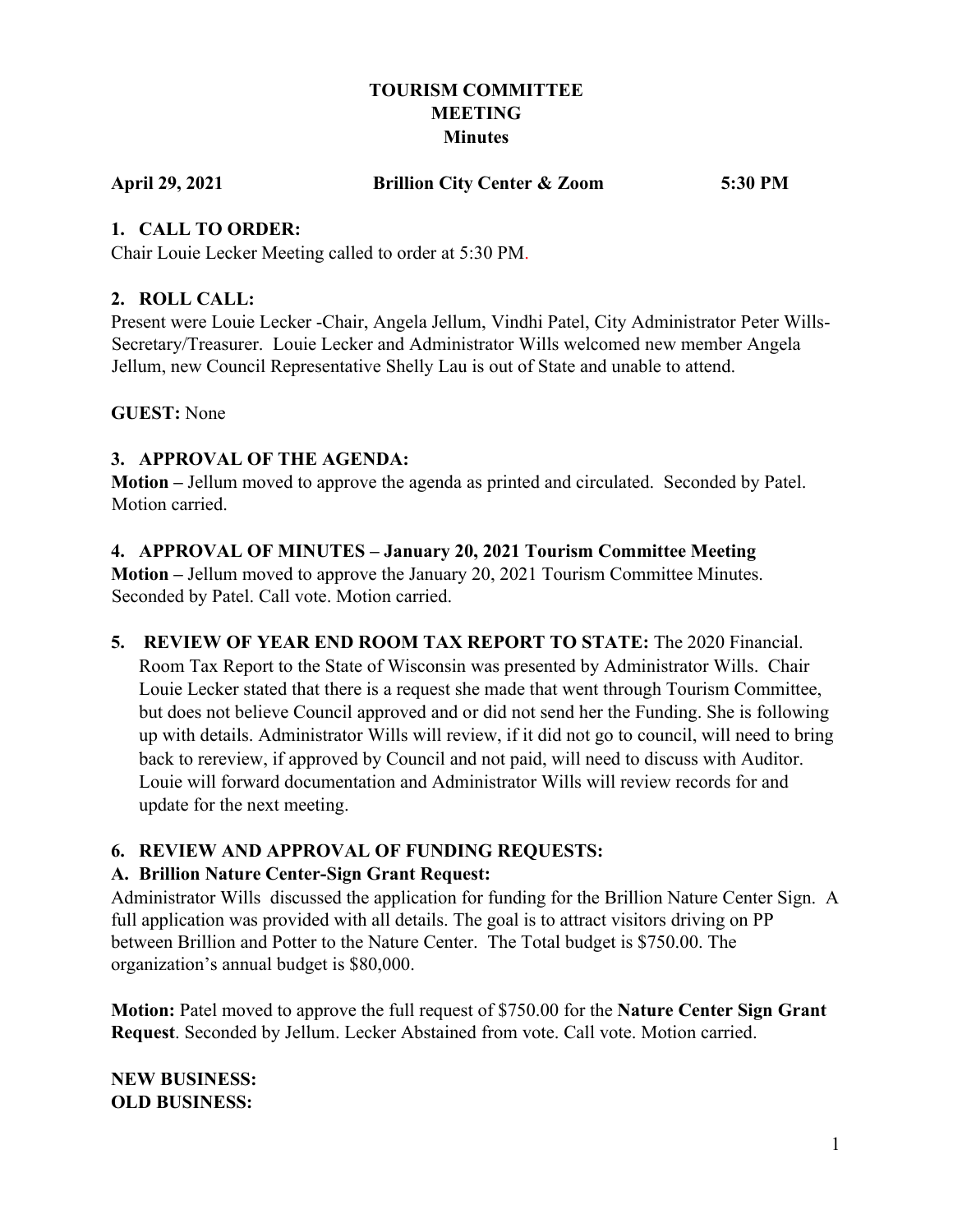# TOURISM COMMITTEE MEETING Minutes

**April 29, 2021 Brillion City Center & Zoom 5:30 PM**

## 1. CALL TO ORDER:

Chair Louie Lecker Meeting called to order at 5:30 PM.

## 2. ROLL CALL:

Present were Louie Lecker -Chair, Angela Jellum, Vindhi Patel, City Administrator Peter Wills-Secretary/Treasurer. Louie Lecker and Administrator Wills welcomed new member Angela Jellum, new Council Representative Shelly Lau is out of State and unable to attend.

**GUEST:** None

## 3. APPROVAL OF THE AGENDA:

**Motion –** Jellum moved to approve the agenda as printed and circulated. Seconded by Patel. Motion carried.

## 4. APPROVAL OF MINUTES – January 20, 2021 Tourism Committee Meeting

**Motion –** Jellum moved to approve the January 20, 2021 Tourism Committee Minutes. Seconded by Patel. Call vote. Motion carried.

## 5. REVIEW OF YEAR END ROOM TAX REPORT TO STATE:

The 2020 Financial. Room Tax Report to the State of Wisconsin was presented by Administrator Wills. Chair Louie Lecker stated that there is a request she made that went through Tourism Committee, but does not believe Council approved and or did not send her the Funding. She is following up with details. Administrator Wills will review, if it did not go to council, will need to bring back to rereview, if approved by Council and not paid, will need to discuss with Auditor. Louie will forward documentation and Administrator Wills will review records for and update for the next meeting.

## 6. REVIEW AND APPROVAL OF FUNDING REQUESTS:

### A. Brillion Nature Center-Sign Grant Request:

Administrator Wills discussed the application for funding for the Brillion Nature Center Sign. A full application was provided with all details. The goal is to attract visitors driving on PP between Brillion and Potter to the Nature Center. The Total budget is $750.00. The organization's annual budget is $80,000.

**Motion:** Patel moved to approve the full request of $750.00 for the **Nature Center Sign Grant Request**. Seconded by Jellum. Lecker Abstained from vote. Call vote. Motion carried.

**NEW BUSINESS:**

**OLD BUSINESS:**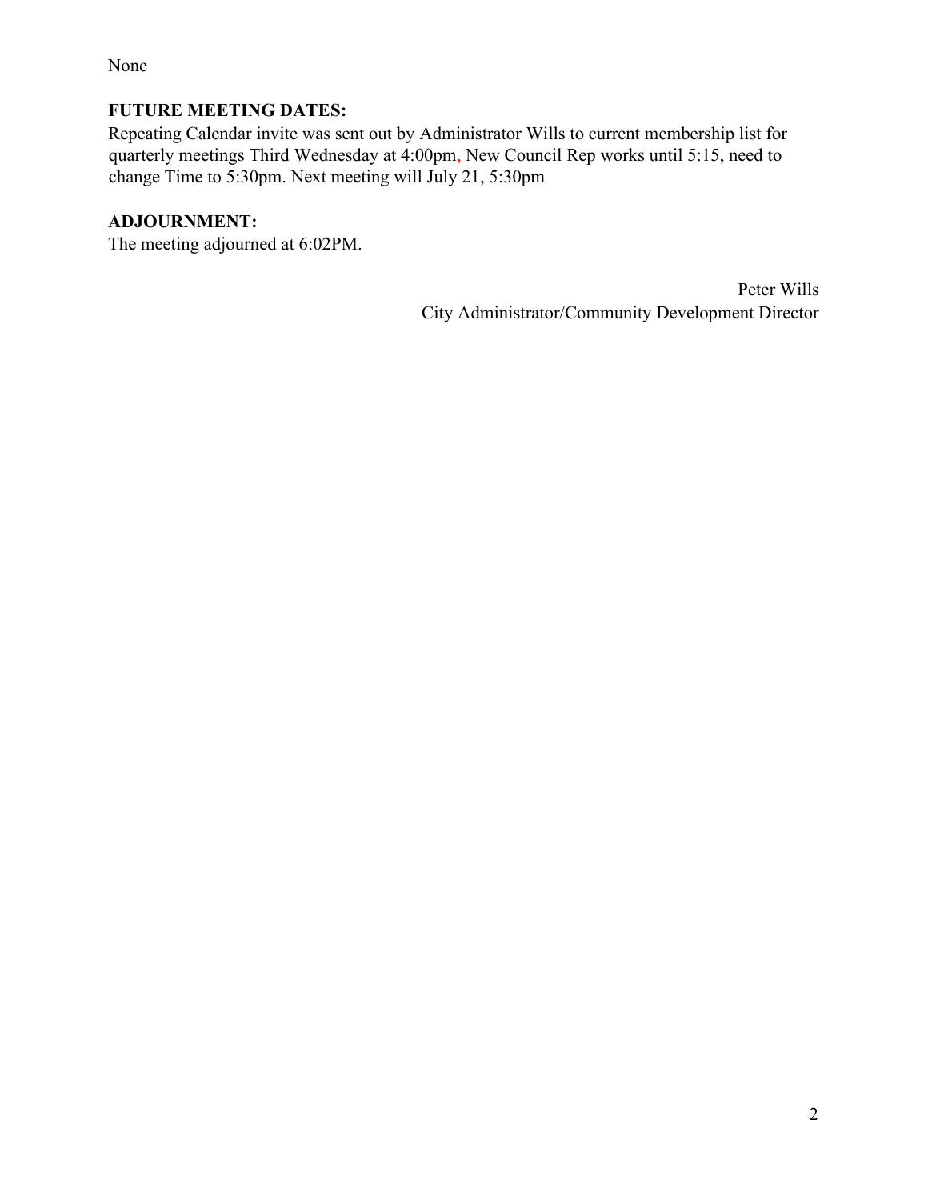None

**FUTURE MEETING DATES:**
Repeating Calendar invite was sent out by Administrator Wills to current membership list for quarterly meetings Third Wednesday at 4:00pm, New Council Rep works until 5:15, need to change Time to 5:30pm. Next meeting will July 21, 5:30pm

**ADJOURNMENT:**
The meeting adjourned at 6:02PM.

Peter Wills
City Administrator/Community Development Director